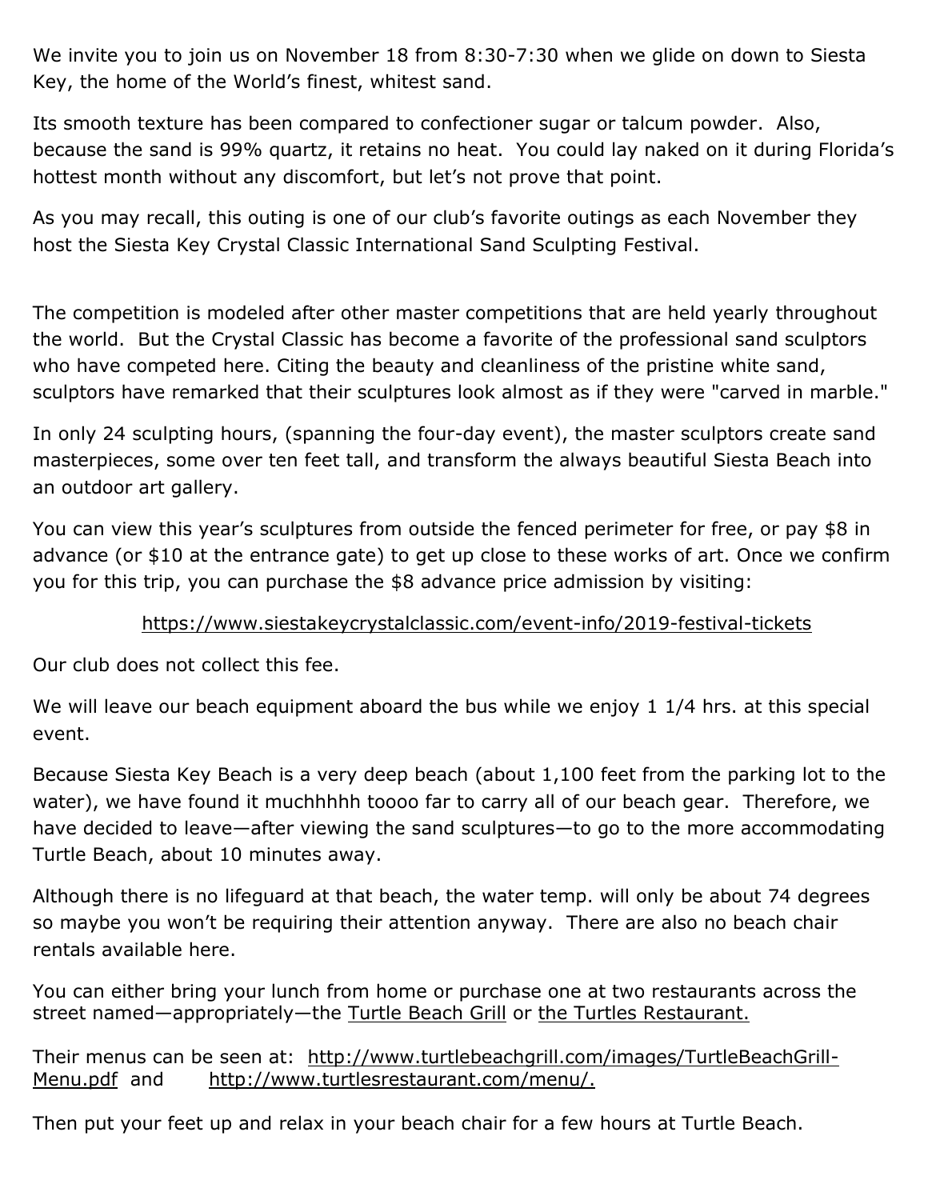We invite you to join us on November 18 from 8:30-7:30 when we glide on down to Siesta Key, the home of the World's finest, whitest sand.

Its smooth texture has been compared to confectioner sugar or talcum powder. Also, because the sand is 99% quartz, it retains no heat. You could lay naked on it during Florida's hottest month without any discomfort, but let's not prove that point.

As you may recall, this outing is one of our club's favorite outings as each November they host the Siesta Key Crystal Classic International Sand Sculpting Festival.

The competition is modeled after other master competitions that are held yearly throughout the world. But the Crystal Classic has become a favorite of the professional sand sculptors who have competed here. Citing the beauty and cleanliness of the pristine white sand, sculptors have remarked that their sculptures look almost as if they were "carved in marble."

In only 24 sculpting hours, (spanning the four-day event), the master sculptors create sand masterpieces, some over ten feet tall, and transform the always beautiful Siesta Beach into an outdoor art gallery.

You can view this year's sculptures from outside the fenced perimeter for free, or pay $8 in advance (or $10 at the entrance gate) to get up close to these works of art. Once we confirm you for this trip, you can purchase the $8 advance price admission by visiting:

https://www.siestakeycrystalclassic.com/event-info/2019-festival-tickets

Our club does not collect this fee.

We will leave our beach equipment aboard the bus while we enjoy 1 1/4 hrs. at this special event.

Because Siesta Key Beach is a very deep beach (about 1,100 feet from the parking lot to the water), we have found it muchhhhh toooo far to carry all of our beach gear. Therefore, we have decided to leave—after viewing the sand sculptures—to go to the more accommodating Turtle Beach, about 10 minutes away.

Although there is no lifeguard at that beach, the water temp. will only be about 74 degrees so maybe you won't be requiring their attention anyway. There are also no beach chair rentals available here.

You can either bring your lunch from home or purchase one at two restaurants across the street named—appropriately—the Turtle Beach Grill or the Turtles Restaurant.

Their menus can be seen at: http://www.turtlebeachgrill.com/images/TurtleBeachGrill-Menu.pdf and http://www.turtlesrestaurant.com/menu/.

Then put your feet up and relax in your beach chair for a few hours at Turtle Beach.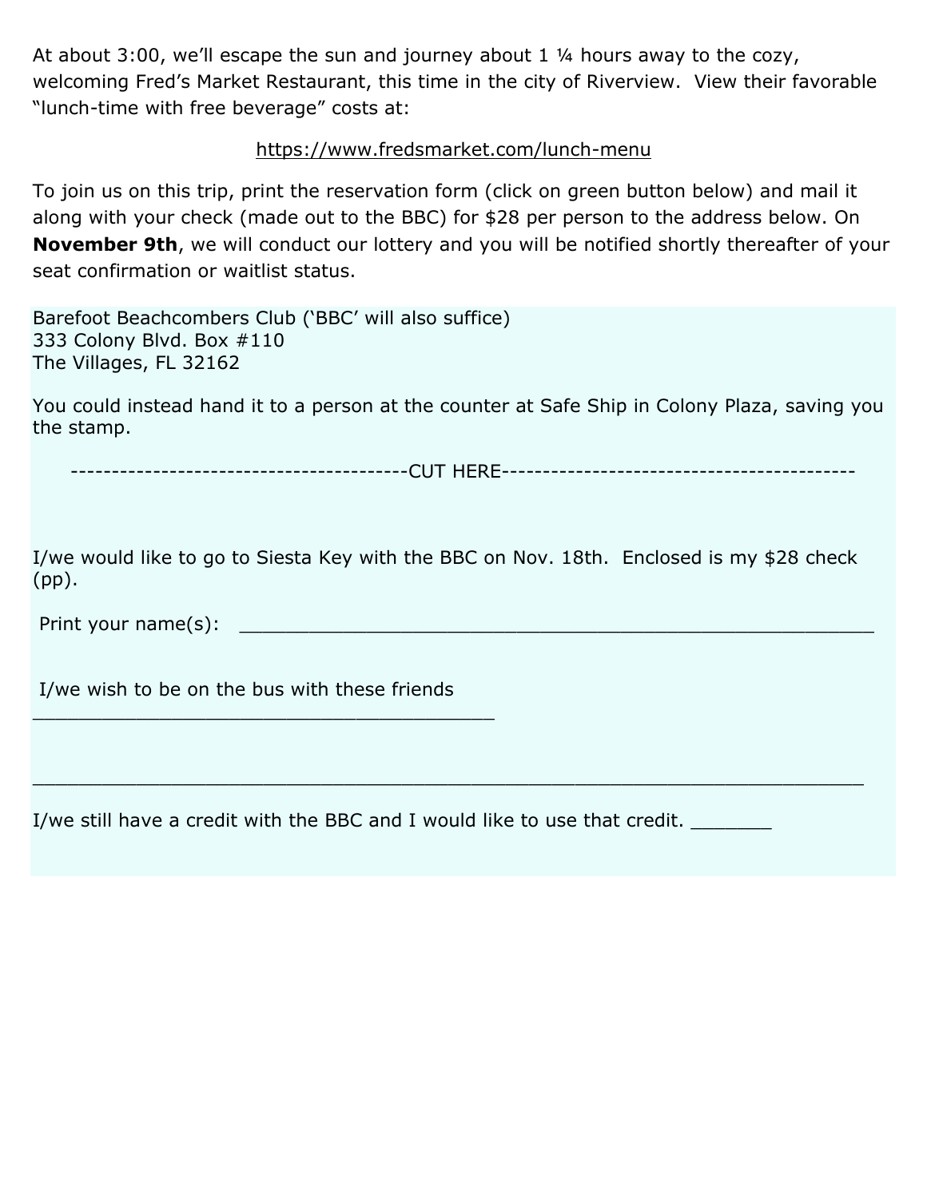At about 3:00, we'll escape the sun and journey about 1 ¼ hours away to the cozy, welcoming Fred's Market Restaurant, this time in the city of Riverview. View their favorable "lunch-time with free beverage" costs at:

https://www.fredsmarket.com/lunch-menu

To join us on this trip, print the reservation form (click on green button below) and mail it along with your check (made out to the BBC) for $28 per person to the address below. On **November 9th**, we will conduct our lottery and you will be notified shortly thereafter of your seat confirmation or waitlist status.

Barefoot Beachcombers Club ('BBC' will also suffice)
333 Colony Blvd. Box #110
The Villages, FL 32162

You could instead hand it to a person at the counter at Safe Ship in Colony Plaza, saving you the stamp.

----------------------------------------CUT HERE-------------------------------------------

I/we would like to go to Siesta Key with the BBC on Nov. 18th. Enclosed is my $28 check (pp).

Print your name(s): _______________________________________________________

I/we wish to be on the bus with these friends ________________________________________

_________________________________________________________________________

I/we still have a credit with the BBC and I would like to use that credit. _______